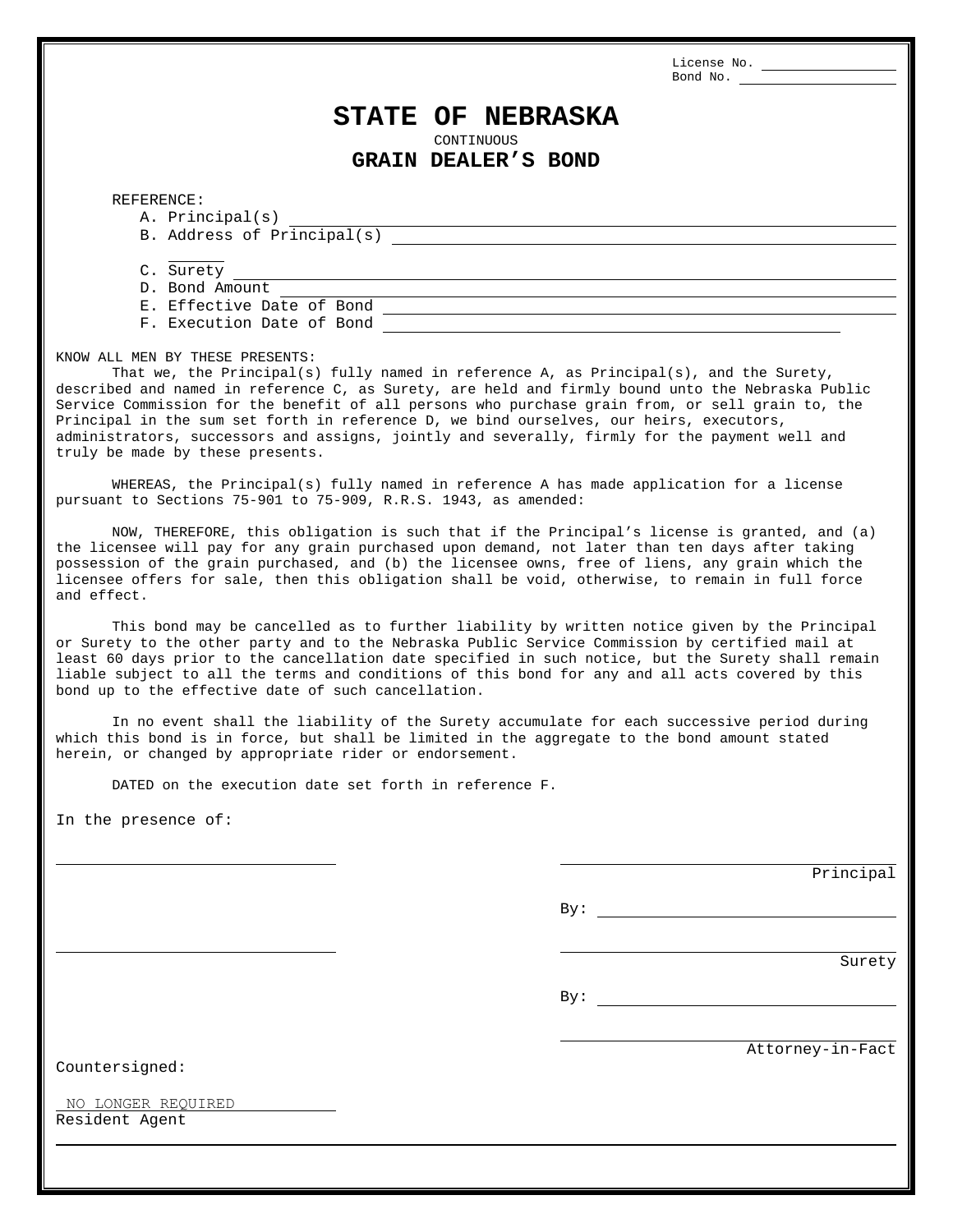License No. ____________________
Bond No. ____________________

# STATE OF NEBRASKA

CONTINUOUS

## GRAIN DEALER'S BOND

REFERENCE:

A. Principal(s) ____________________

B. Address of Principal(s) ____________________

C. Surety ____________________

D. Bond Amount ____________________

E. Effective Date of Bond ____________________

F. Execution Date of Bond ____________________

KNOW ALL MEN BY THESE PRESENTS:

That we, the Principal(s) fully named in reference A, as Principal(s), and the Surety, described and named in reference C, as Surety, are held and firmly bound unto the Nebraska Public Service Commission for the benefit of all persons who purchase grain from, or sell grain to, the Principal in the sum set forth in reference D, we bind ourselves, our heirs, executors, administrators, successors and assigns, jointly and severally, firmly for the payment well and truly be made by these presents.

WHEREAS, the Principal(s) fully named in reference A has made application for a license pursuant to Sections 75-901 to 75-909, R.R.S. 1943, as amended:

NOW, THEREFORE, this obligation is such that if the Principal's license is granted, and (a) the licensee will pay for any grain purchased upon demand, not later than ten days after taking possession of the grain purchased, and (b) the licensee owns, free of liens, any grain which the licensee offers for sale, then this obligation shall be void, otherwise, to remain in full force and effect.

This bond may be cancelled as to further liability by written notice given by the Principal or Surety to the other party and to the Nebraska Public Service Commission by certified mail at least 60 days prior to the cancellation date specified in such notice, but the Surety shall remain liable subject to all the terms and conditions of this bond for any and all acts covered by this bond up to the effective date of such cancellation.

In no event shall the liability of the Surety accumulate for each successive period during which this bond is in force, but shall be limited in the aggregate to the bond amount stated herein, or changed by appropriate rider or endorsement.

DATED on the execution date set forth in reference F.

In the presence of:

____________________ ____________________
Principal

By: ____________________

____________________ ____________________
Surety

By: ____________________

____________________
Attorney-in-Fact

Countersigned:

NO LONGER REQUIRED
Resident Agent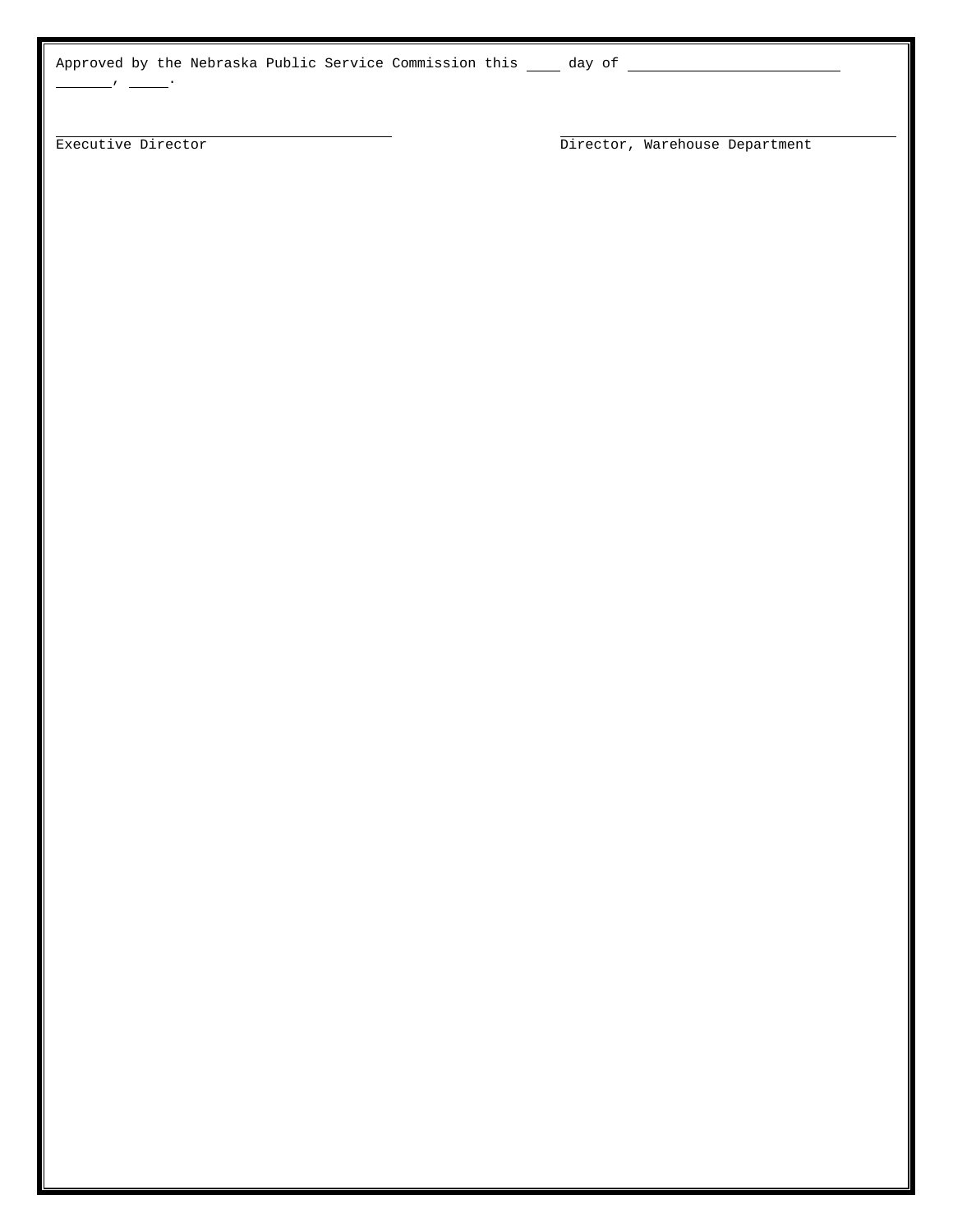Approved by the Nebraska Public Service Commission this ____ day of ________________________ _______, _____.

______________________________
Executive Director

______________________________
Director, Warehouse Department